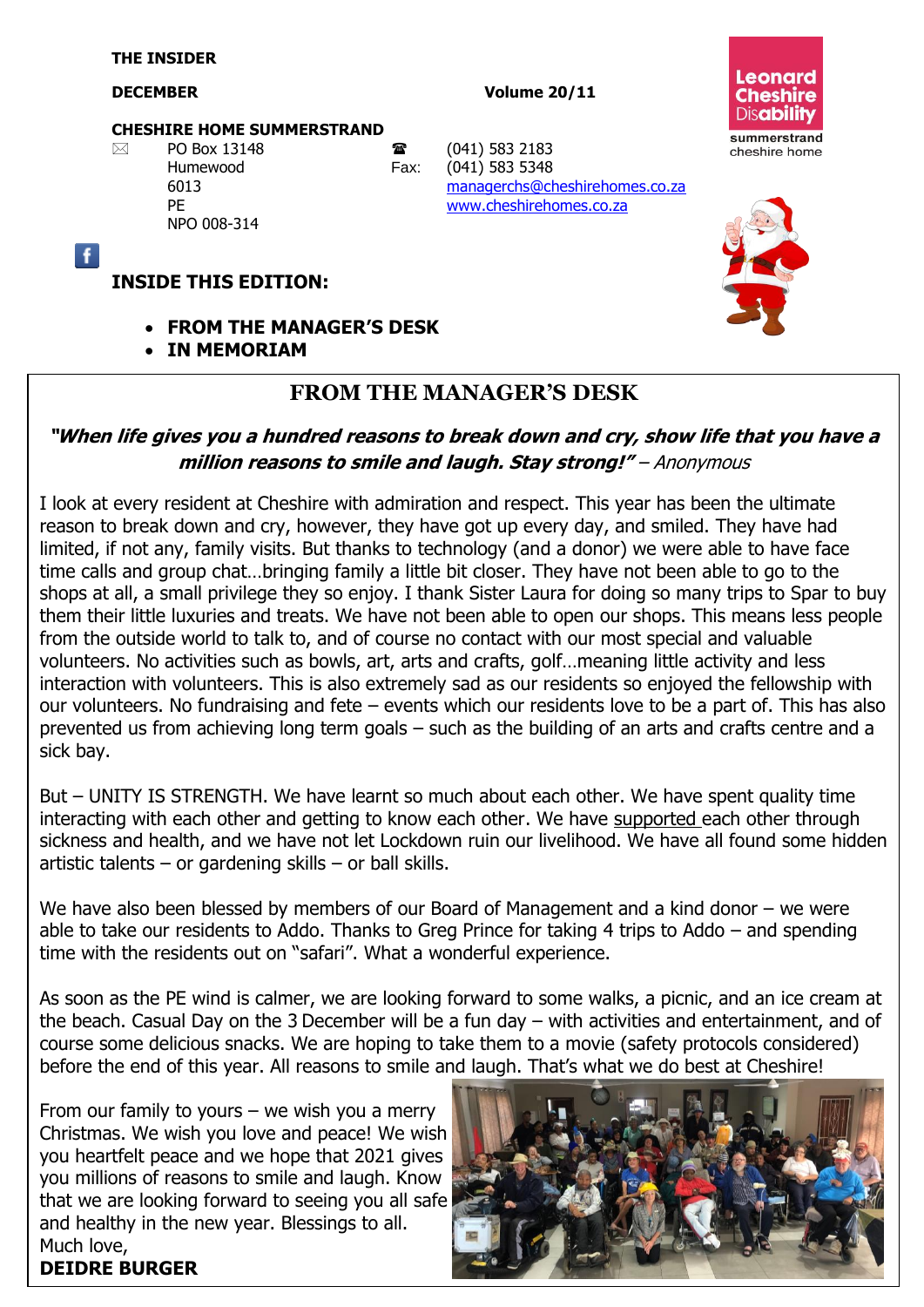**THE INSIDER**

**DECEMBER** **Volume 20/11**

**CHESHIRE HOME SUMMERSTRAND**

PO Box 13148
Humewood
6013
PE
NPO 008-314

☎ (041) 583 2183
Fax: (041) 583 5348
managerchs@cheshirehomes.co.za
www.cheshirehomes.co.za

Leonard Cheshire Disability
summerstrand cheshire home

## INSIDE THIS EDITION:

- **FROM THE MANAGER'S DESK**
- **IN MEMORIAM**

## FROM THE MANAGER'S DESK

***"When life gives you a hundred reasons to break down and cry, show life that you have a million reasons to smile and laugh. Stay strong!"*** *– Anonymous*

I look at every resident at Cheshire with admiration and respect. This year has been the ultimate reason to break down and cry, however, they have got up every day, and smiled. They have had limited, if not any, family visits. But thanks to technology (and a donor) we were able to have face time calls and group chat…bringing family a little bit closer. They have not been able to go to the shops at all, a small privilege they so enjoy. I thank Sister Laura for doing so many trips to Spar to buy them their little luxuries and treats. We have not been able to open our shops. This means less people from the outside world to talk to, and of course no contact with our most special and valuable volunteers. No activities such as bowls, art, arts and crafts, golf…meaning little activity and less interaction with volunteers. This is also extremely sad as our residents so enjoyed the fellowship with our volunteers. No fundraising and fete – events which our residents love to be a part of. This has also prevented us from achieving long term goals – such as the building of an arts and crafts centre and a sick bay.

But – UNITY IS STRENGTH. We have learnt so much about each other. We have spent quality time interacting with each other and getting to know each other. We have supported each other through sickness and health, and we have not let Lockdown ruin our livelihood. We have all found some hidden artistic talents – or gardening skills – or ball skills.

We have also been blessed by members of our Board of Management and a kind donor – we were able to take our residents to Addo. Thanks to Greg Prince for taking 4 trips to Addo – and spending time with the residents out on "safari". What a wonderful experience.

As soon as the PE wind is calmer, we are looking forward to some walks, a picnic, and an ice cream at the beach. Casual Day on the 3 December will be a fun day – with activities and entertainment, and of course some delicious snacks. We are hoping to take them to a movie (safety protocols considered) before the end of this year. All reasons to smile and laugh. That's what we do best at Cheshire!

From our family to yours – we wish you a merry Christmas. We wish you love and peace! We wish you heartfelt peace and we hope that 2021 gives you millions of reasons to smile and laugh. Know that we are looking forward to seeing you all safe and healthy in the new year. Blessings to all.

Much love,

**DEIDRE BURGER**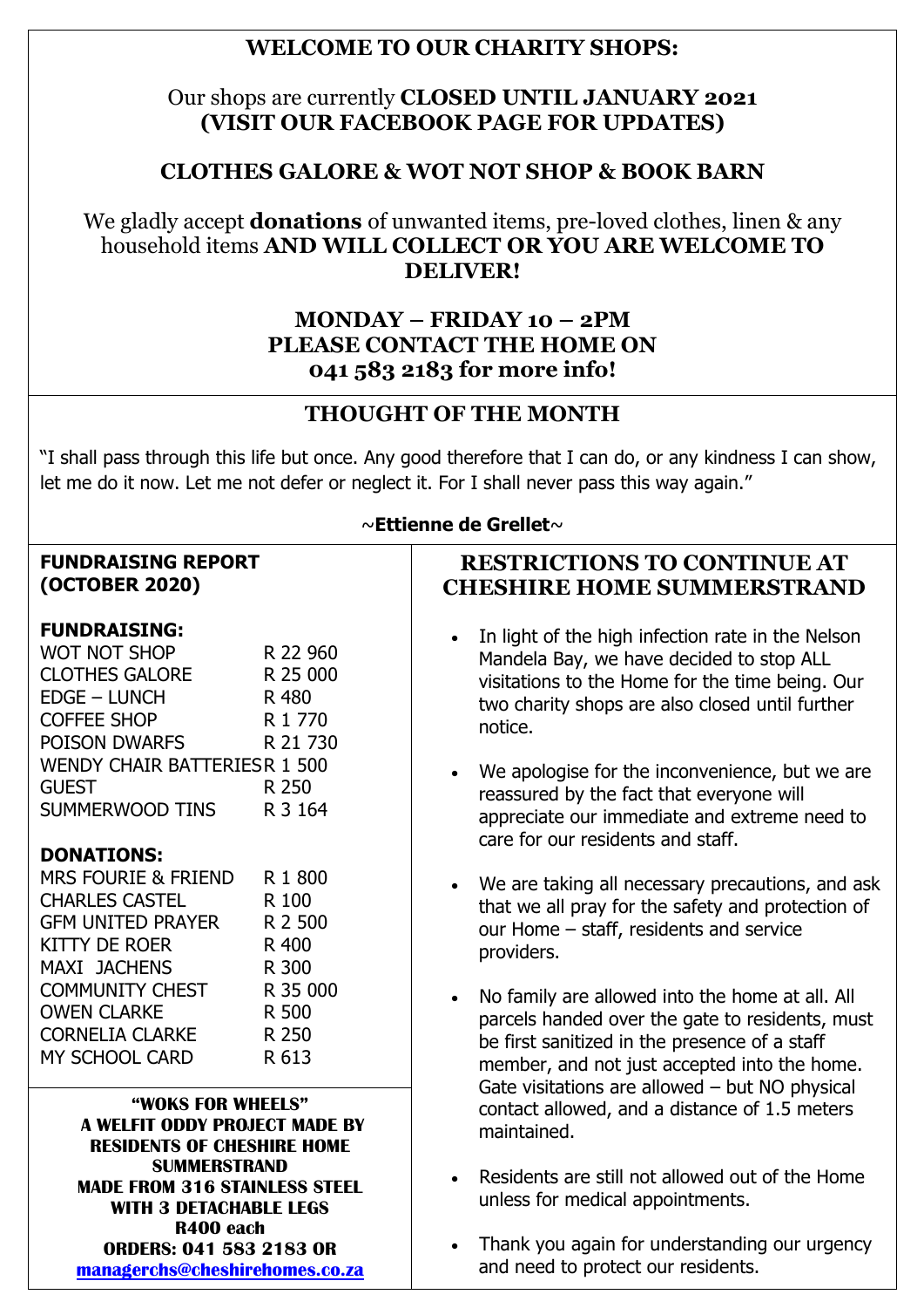## WELCOME TO OUR CHARITY SHOPS:

Our shops are currently **CLOSED UNTIL JANUARY 2021 (VISIT OUR FACEBOOK PAGE FOR UPDATES)**

**CLOTHES GALORE & WOT NOT SHOP & BOOK BARN**

We gladly accept **donations** of unwanted items, pre-loved clothes, linen & any household items **AND WILL COLLECT OR YOU ARE WELCOME TO DELIVER!**

**MONDAY – FRIDAY 10 – 2PM**
**PLEASE CONTACT THE HOME ON 041 583 2183 for more info!**

## THOUGHT OF THE MONTH

"I shall pass through this life but once. Any good therefore that I can do, or any kindness I can show, let me do it now. Let me not defer or neglect it. For I shall never pass this way again."

~**Ettienne de Grellet**~

## FUNDRAISING REPORT (OCTOBER 2020)

**FUNDRAISING:**

| | |
|---|---|
| WOT NOT SHOP | R 22 960 |
| CLOTHES GALORE | R 25 000 |
| EDGE – LUNCH | R 480 |
| COFFEE SHOP | R 1 770 |
| POISON DWARFS | R 21 730 |
| WENDY CHAIR BATTERIES | R 1 500 |
| GUEST | R 250 |
| SUMMERWOOD TINS | R 3 164 |

**DONATIONS:**

| | |
|---|---|
| MRS FOURIE & FRIEND | R 1 800 |
| CHARLES CASTEL | R 100 |
| GFM UNITED PRAYER | R 2 500 |
| KITTY DE ROER | R 400 |
| MAXI JACHENS | R 300 |
| COMMUNITY CHEST | R 35 000 |
| OWEN CLARKE | R 500 |
| CORNELIA CLARKE | R 250 |
| MY SCHOOL CARD | R 613 |

**"WOKS FOR WHEELS"**
**A WELFIT ODDY PROJECT MADE BY RESIDENTS OF CHESHIRE HOME SUMMERSTRAND**
**MADE FROM 316 STAINLESS STEEL WITH 3 DETACHABLE LEGS**
**R400 each**
**ORDERS: 041 583 2183 OR managerchs@cheshirehomes.co.za**

## RESTRICTIONS TO CONTINUE AT CHESHIRE HOME SUMMERSTRAND

- In light of the high infection rate in the Nelson Mandela Bay, we have decided to stop ALL visitations to the Home for the time being. Our two charity shops are also closed until further notice.
- We apologise for the inconvenience, but we are reassured by the fact that everyone will appreciate our immediate and extreme need to care for our residents and staff.
- We are taking all necessary precautions, and ask that we all pray for the safety and protection of our Home – staff, residents and service providers.
- No family are allowed into the home at all. All parcels handed over the gate to residents, must be first sanitized in the presence of a staff member, and not just accepted into the home. Gate visitations are allowed – but NO physical contact allowed, and a distance of 1.5 meters maintained.
- Residents are still not allowed out of the Home unless for medical appointments.
- Thank you again for understanding our urgency and need to protect our residents.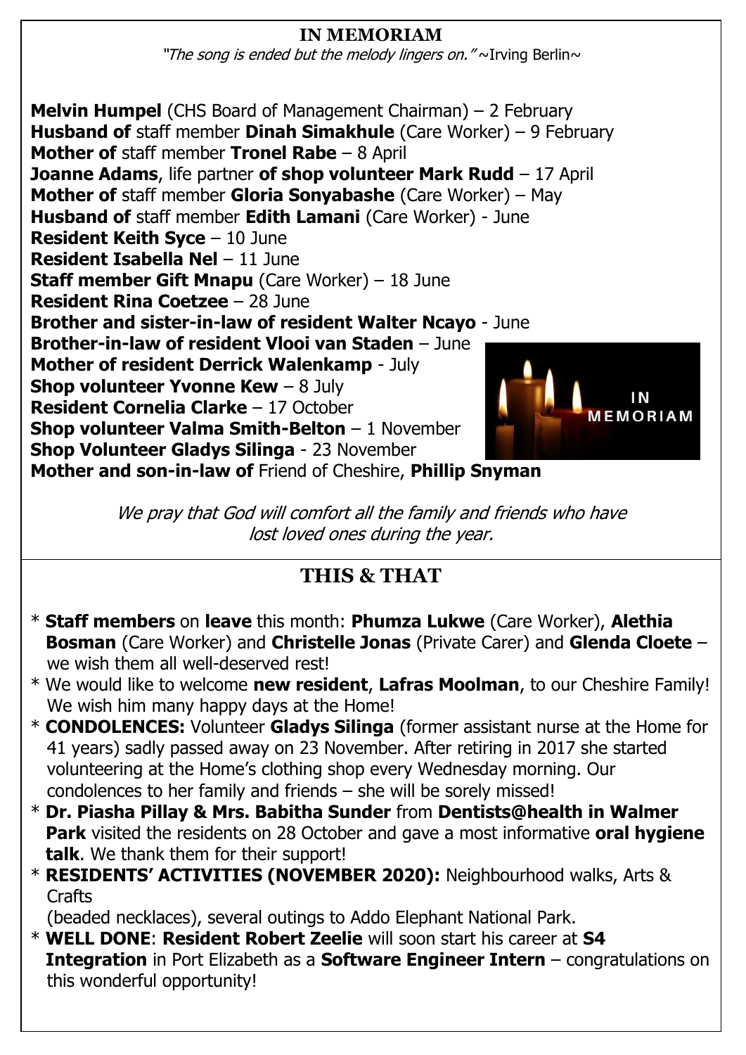## IN MEMORIAM

*"The song is ended but the melody lingers on."* ~Irving Berlin~

**Melvin Humpel** (CHS Board of Management Chairman) – 2 February
**Husband of** staff member **Dinah Simakhule** (Care Worker) – 9 February
**Mother of** staff member **Tronel Rabe** – 8 April
**Joanne Adams**, life partner **of shop volunteer Mark Rudd** – 17 April
**Mother of** staff member **Gloria Sonyabashe** (Care Worker) – May
**Husband of** staff member **Edith Lamani** (Care Worker) - June
**Resident Keith Syce** – 10 June
**Resident Isabella Nel** – 11 June
**Staff member Gift Mnapu** (Care Worker) – 18 June
**Resident Rina Coetzee** – 28 June
**Brother and sister-in-law of resident Walter Ncayo** - June
**Brother-in-law of resident Vlooi van Staden** – June
**Mother of resident Derrick Walenkamp** - July
**Shop volunteer Yvonne Kew** – 8 July
**Resident Cornelia Clarke** – 17 October
**Shop volunteer Valma Smith-Belton** – 1 November
**Shop Volunteer Gladys Silinga** - 23 November
**Mother and son-in-law of** Friend of Cheshire, **Phillip Snyman**

*We pray that God will comfort all the family and friends who have lost loved ones during the year.*

## THIS & THAT

* **Staff members** on **leave** this month: **Phumza Lukwe** (Care Worker), **Alethia Bosman** (Care Worker) and **Christelle Jonas** (Private Carer) and **Glenda Cloete** – we wish them all well-deserved rest!
* We would like to welcome **new resident**, **Lafras Moolman**, to our Cheshire Family! We wish him many happy days at the Home!
* **CONDOLENCES:** Volunteer **Gladys Silinga** (former assistant nurse at the Home for 41 years) sadly passed away on 23 November. After retiring in 2017 she started volunteering at the Home's clothing shop every Wednesday morning. Our condolences to her family and friends – she will be sorely missed!
* **Dr. Piasha Pillay & Mrs. Babitha Sunder** from **Dentists@health in Walmer Park** visited the residents on 28 October and gave a most informative **oral hygiene talk**. We thank them for their support!
* **RESIDENTS' ACTIVITIES (NOVEMBER 2020):** Neighbourhood walks, Arts & Crafts (beaded necklaces), several outings to Addo Elephant National Park.
* **WELL DONE**: **Resident Robert Zeelie** will soon start his career at **S4 Integration** in Port Elizabeth as a **Software Engineer Intern** – congratulations on this wonderful opportunity!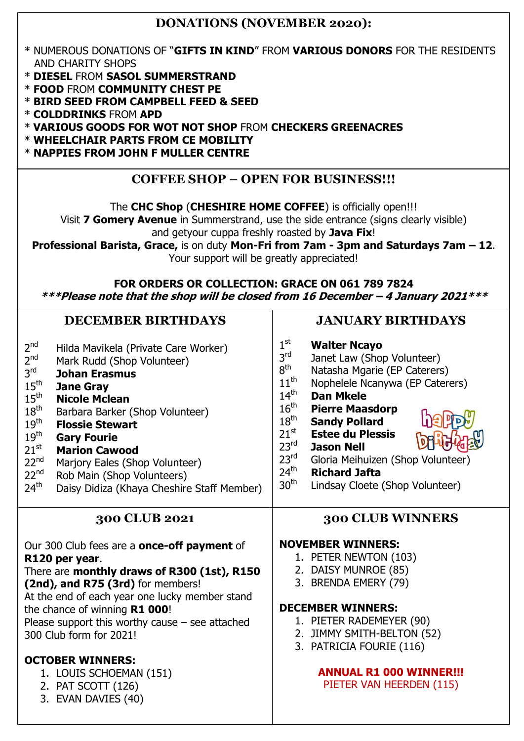## DONATIONS (NOVEMBER 2020):

- NUMEROUS DONATIONS OF "**GIFTS IN KIND**" FROM **VARIOUS DONORS** FOR THE RESIDENTS AND CHARITY SHOPS
- **DIESEL** FROM **SASOL SUMMERSTRAND**
- **FOOD** FROM **COMMUNITY CHEST PE**
- **BIRD SEED FROM CAMPBELL FEED & SEED**
- **COLDDRINKS** FROM **APD**
- **VARIOUS GOODS FOR WOT NOT SHOP** FROM **CHECKERS GREENACRES**
- **WHEELCHAIR PARTS FROM CE MOBILITY**
- **NAPPIES FROM JOHN F MULLER CENTRE**

## COFFEE SHOP – OPEN FOR BUSINESS!!!

The **CHC Shop** (**CHESHIRE HOME COFFEE**) is officially open!!!
Visit **7 Gomery Avenue** in Summerstrand, use the side entrance (signs clearly visible) and getyour cuppa freshly roasted by **Java Fix**!
**Professional Barista, Grace,** is on duty **Mon-Fri from 7am - 3pm and Saturdays 7am – 12**.
Your support will be greatly appreciated!

**FOR ORDERS OR COLLECTION: GRACE ON 061 789 7824**
***\*\*\*Please note that the shop will be closed from 16 December – 4 January 2021\*\*\****

## DECEMBER BIRTHDAYS

2nd Hilda Mavikela (Private Care Worker)
2nd Mark Rudd (Shop Volunteer)
3rd **Johan Erasmus**
15th **Jane Gray**
15th **Nicole Mclean**
18th Barbara Barker (Shop Volunteer)
19th **Flossie Stewart**
19th **Gary Fourie**
21st **Marion Cawood**
22nd Marjory Eales (Shop Volunteer)
22nd Rob Main (Shop Volunteers)
24th Daisy Didiza (Khaya Cheshire Staff Member)

## JANUARY BIRTHDAYS

1st **Walter Ncayo**
3rd Janet Law (Shop Volunteer)
8th Natasha Mgarie (EP Caterers)
11th Nophelele Ncanywa (EP Caterers)
14th **Dan Mkele**
16th **Pierre Maasdorp**
18th **Sandy Pollard**
21st **Estee du Plessis**
23rd **Jason Nell**
23rd Gloria Meihuizen (Shop Volunteer)
24th **Richard Jafta**
30th Lindsay Cloete (Shop Volunteer)

## 300 CLUB 2021

Our 300 Club fees are a **once-off payment** of **R120 per year**.
There are **monthly draws of R300 (1st), R150 (2nd), and R75 (3rd)** for members!
At the end of each year one lucky member stand the chance of winning **R1 000**!
Please support this worthy cause – see attached 300 Club form for 2021!

**OCTOBER WINNERS:**

1. LOUIS SCHOEMAN (151)
2. PAT SCOTT (126)
3. EVAN DAVIES (40)

## 300 CLUB WINNERS

**NOVEMBER WINNERS:**

1. PETER NEWTON (103)
2. DAISY MUNROE (85)
3. BRENDA EMERY (79)

**DECEMBER WINNERS:**

1. PIETER RADEMEYER (90)
2. JIMMY SMITH-BELTON (52)
3. PATRICIA FOURIE (116)

**ANNUAL R1 000 WINNER!!!**
PIETER VAN HEERDEN (115)